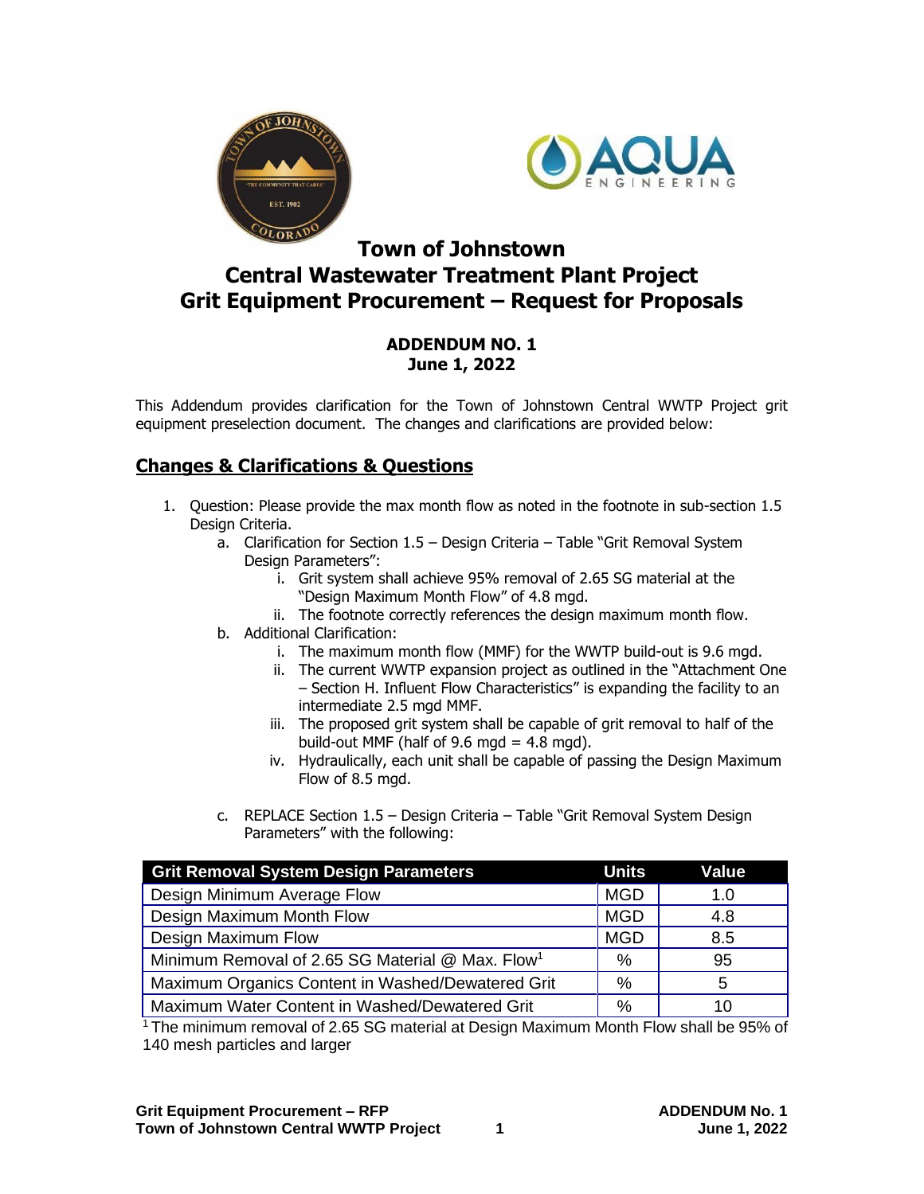# Town of Johnstown
# Central Wastewater Treatment Plant Project
# Grit Equipment Procurement – Request for Proposals

**ADDENDUM NO. 1**
**June 1, 2022**

This Addendum provides clarification for the Town of Johnstown Central WWTP Project grit equipment preselection document. The changes and clarifications are provided below:

## Changes & Clarifications & Questions

1. Question: Please provide the max month flow as noted in the footnote in sub-section 1.5 Design Criteria.
   a. Clarification for Section 1.5 – Design Criteria – Table "Grit Removal System Design Parameters":
      i. Grit system shall achieve 95% removal of 2.65 SG material at the "Design Maximum Month Flow" of 4.8 mgd.
      ii. The footnote correctly references the design maximum month flow.
   b. Additional Clarification:
      i. The maximum month flow (MMF) for the WWTP build-out is 9.6 mgd.
      ii. The current WWTP expansion project as outlined in the "Attachment One – Section H. Influent Flow Characteristics" is expanding the facility to an intermediate 2.5 mgd MMF.
      iii. The proposed grit system shall be capable of grit removal to half of the build-out MMF (half of 9.6 mgd = 4.8 mgd).
      iv. Hydraulically, each unit shall be capable of passing the Design Maximum Flow of 8.5 mgd.
   c. REPLACE Section 1.5 – Design Criteria – Table "Grit Removal System Design Parameters" with the following:

| Grit Removal System Design Parameters | Units | Value |
|---|---|---|
| Design Minimum Average Flow | MGD | 1.0 |
| Design Maximum Month Flow | MGD | 4.8 |
| Design Maximum Flow | MGD | 8.5 |
| Minimum Removal of 2.65 SG Material @ Max. Flow[1] | % | 95 |
| Maximum Organics Content in Washed/Dewatered Grit | % | 5 |
| Maximum Water Content in Washed/Dewatered Grit | % | 10 |

[1] The minimum removal of 2.65 SG material at Design Maximum Month Flow shall be 95% of 140 mesh particles and larger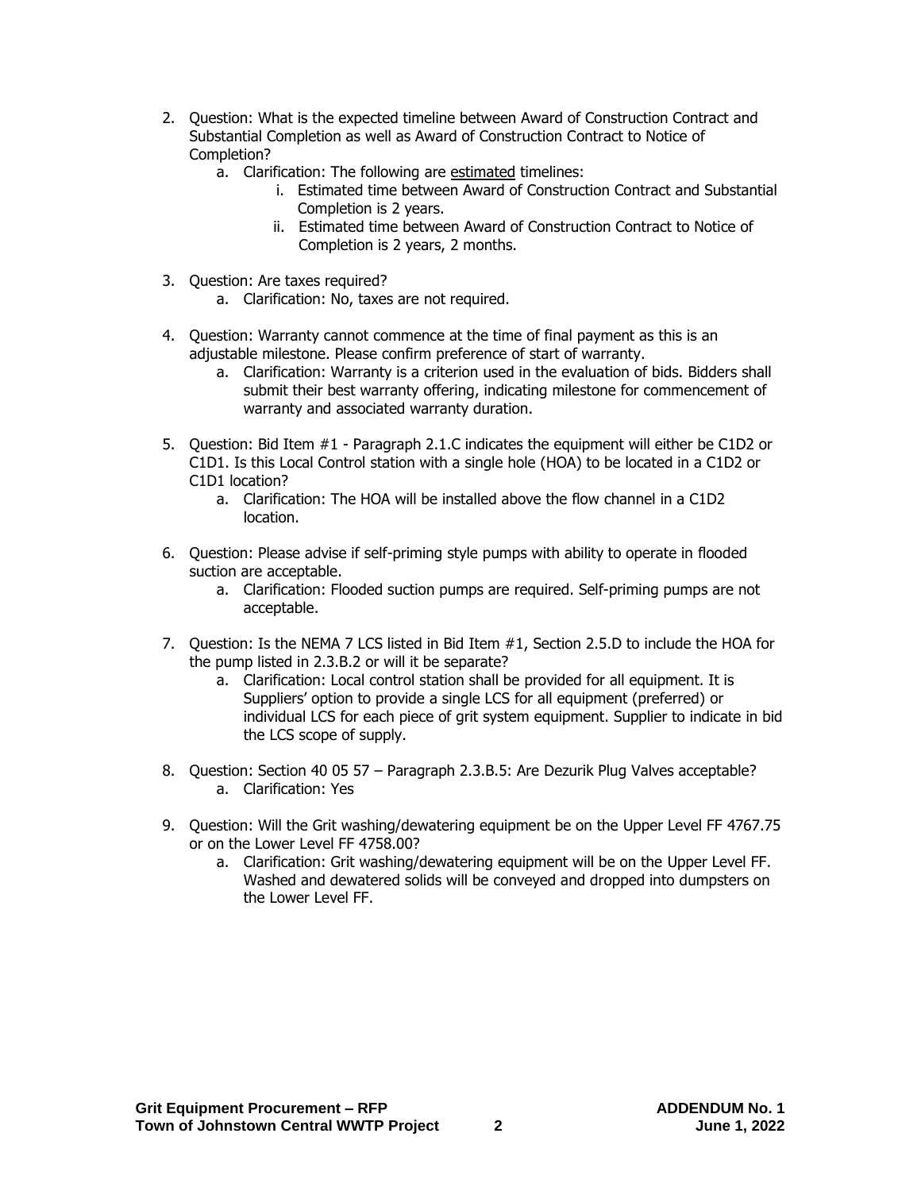2. Question: What is the expected timeline between Award of Construction Contract and Substantial Completion as well as Award of Construction Contract to Notice of Completion?
   a. Clarification: The following are <u>estimated</u> timelines:
      i. Estimated time between Award of Construction Contract and Substantial Completion is 2 years.
      ii. Estimated time between Award of Construction Contract to Notice of Completion is 2 years, 2 months.

3. Question: Are taxes required?
   a. Clarification: No, taxes are not required.

4. Question: Warranty cannot commence at the time of final payment as this is an adjustable milestone. Please confirm preference of start of warranty.
   a. Clarification: Warranty is a criterion used in the evaluation of bids. Bidders shall submit their best warranty offering, indicating milestone for commencement of warranty and associated warranty duration.

5. Question: Bid Item #1 - Paragraph 2.1.C indicates the equipment will either be C1D2 or C1D1. Is this Local Control station with a single hole (HOA) to be located in a C1D2 or C1D1 location?
   a. Clarification: The HOA will be installed above the flow channel in a C1D2 location.

6. Question: Please advise if self-priming style pumps with ability to operate in flooded suction are acceptable.
   a. Clarification: Flooded suction pumps are required. Self-priming pumps are not acceptable.

7. Question: Is the NEMA 7 LCS listed in Bid Item #1, Section 2.5.D to include the HOA for the pump listed in 2.3.B.2 or will it be separate?
   a. Clarification: Local control station shall be provided for all equipment. It is Suppliers' option to provide a single LCS for all equipment (preferred) or individual LCS for each piece of grit system equipment. Supplier to indicate in bid the LCS scope of supply.

8. Question: Section 40 05 57 – Paragraph 2.3.B.5: Are Dezurik Plug Valves acceptable?
   a. Clarification: Yes

9. Question: Will the Grit washing/dewatering equipment be on the Upper Level FF 4767.75 or on the Lower Level FF 4758.00?
   a. Clarification: Grit washing/dewatering equipment will be on the Upper Level FF. Washed and dewatered solids will be conveyed and dropped into dumpsters on the Lower Level FF.